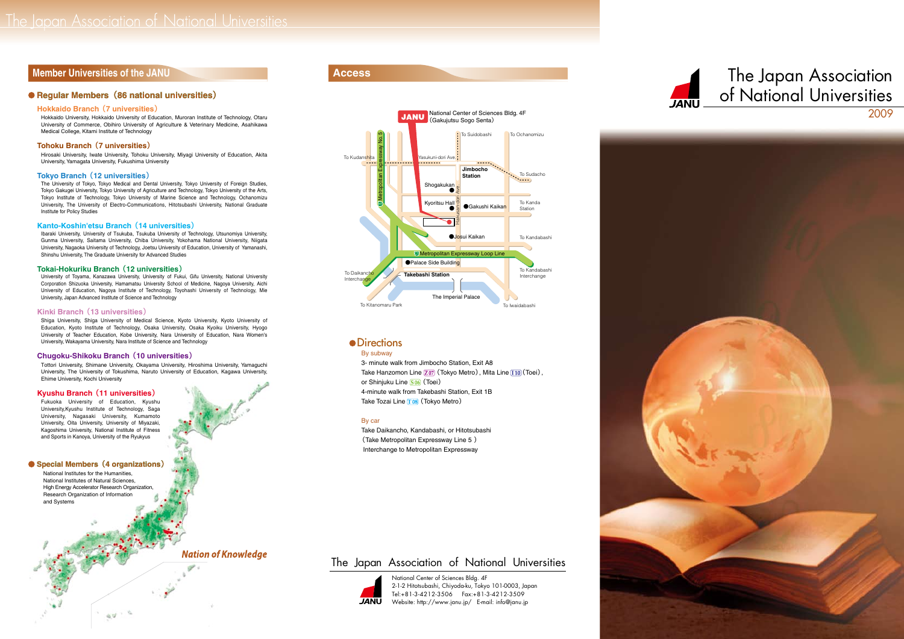# The Japan Association of National Universities

## Member Universities of the JANU

### Regular Members（86 national universities）

#### Hokkaido Branch（7 universities）

Hokkaido University, Hokkaido University of Education, Muroran Institute of Technology, Otaru University of Commerce, Obihiro University of Agriculture & Veterinary Medicine, Asahikawa Medical College, Kitami Institute of Technology

#### Tohoku Branch（7 universities）

Hirosaki University, Iwate University, Tohoku University, Miyagi University of Education, Akita University, Yamagata University, Fukushima University

#### Tokyo Branch（12 universities）

The University of Tokyo, Tokyo Medical and Dental University, Tokyo University of Foreign Studies, Tokyo Gakugei University, Tokyo University of Agriculture and Technology, Tokyo University of the Arts, Tokyo Institute of Technology, Tokyo University of Marine Science and Technology, Ochanomizu University, The University of Electro-Communications, Hitotsubashi University, National Graduate Institute for Policy Studies

#### Kanto-Koshin'etsu Branch（14 universities）

Ibaraki University, University of Tsukuba, Tsukuba University of Technology, Utsunomiya University, Gunma University, Saitama University, Chiba University, Yokohama National University, Niigata University, Nagaoka University of Technology, Joetsu University of Education, University of Yamanashi, Shinshu University, The Graduate University for Advanced Studies

#### Tokai-Hokuriku Branch（12 universities）

University of Toyama, Kanazawa University, University of Fukui, Gifu University, National University Corporation Shizuoka University, Hamamatsu University School of Medicine, Nagoya University, Aichi University of Education, Nagoya Institute of Technology, Toyohashi University of Technology, Mie University, Japan Advanced Institute of Science and Technology

#### Kinki Branch（13 universities）

Shiga University, Shiga University of Medical Science, Kyoto University, Kyoto University of Education, Kyoto Institute of Technology, Osaka University, Osaka Kyoiku University, Hyogo University of Teacher Education, Kobe University, Nara University of Education, Nara Women's University, Wakayama University, Nara Institute of Science and Technology

#### Chugoku-Shikoku Branch（10 universities）

Tottori University, Shimane University, Okayama University, Hiroshima University, Yamaguchi University, The University of Tokushima, Naruto University of Education, Kagawa University, Ehime University, Kochi University

#### Kyushu Branch（11 universities）

Fukuoka University of Education, Kyushu University, Kyushu Institute of Technology, Saga University, Nagasaki University, Kumamoto University, Oita University, University of Miyazaki, Kagoshima University, National Institute of Fitness and Sports in Kanoya, University of the Ryukyus

### Special Members（4 organizations）

National Institutes for the Humanities,
National Institutes of Natural Sciences,
High Energy Accelerator Research Organization,
Research Organization of Information and Systems

*Nation of Knowledge*

## Access

JANU National Center of Sciences Bldg. 4F（Gakujutsu Sogo Senta）

### Directions

**By subway**

3- minute walk from Jimbocho Station, Exit A8
Take Hanzomon Line Z07（Tokyo Metro）, Mita Line I10（Toei）, or Shinjuku Line S06（Toei）
4-minute walk from Takebashi Station, Exit 1B
Take Tozai Line T08（Tokyo Metro）

**By car**

Take Daikancho, Kandabashi, or Hitotsubashi（Take Metropolitan Expressway Line 5）Interchange to Metropolitan Expressway

## The Japan Association of National Universities

National Center of Sciences Bldg. 4F
2-1-2 Hitotsubashi, Chiyoda-ku, Tokyo 101-0003, Japan
Tel:+81-3-4212-3506　Fax:+81-3-4212-3509
Website: http://www.janu.jp/　E-mail: info@janu.jp

# The Japan Association of National Universities

2009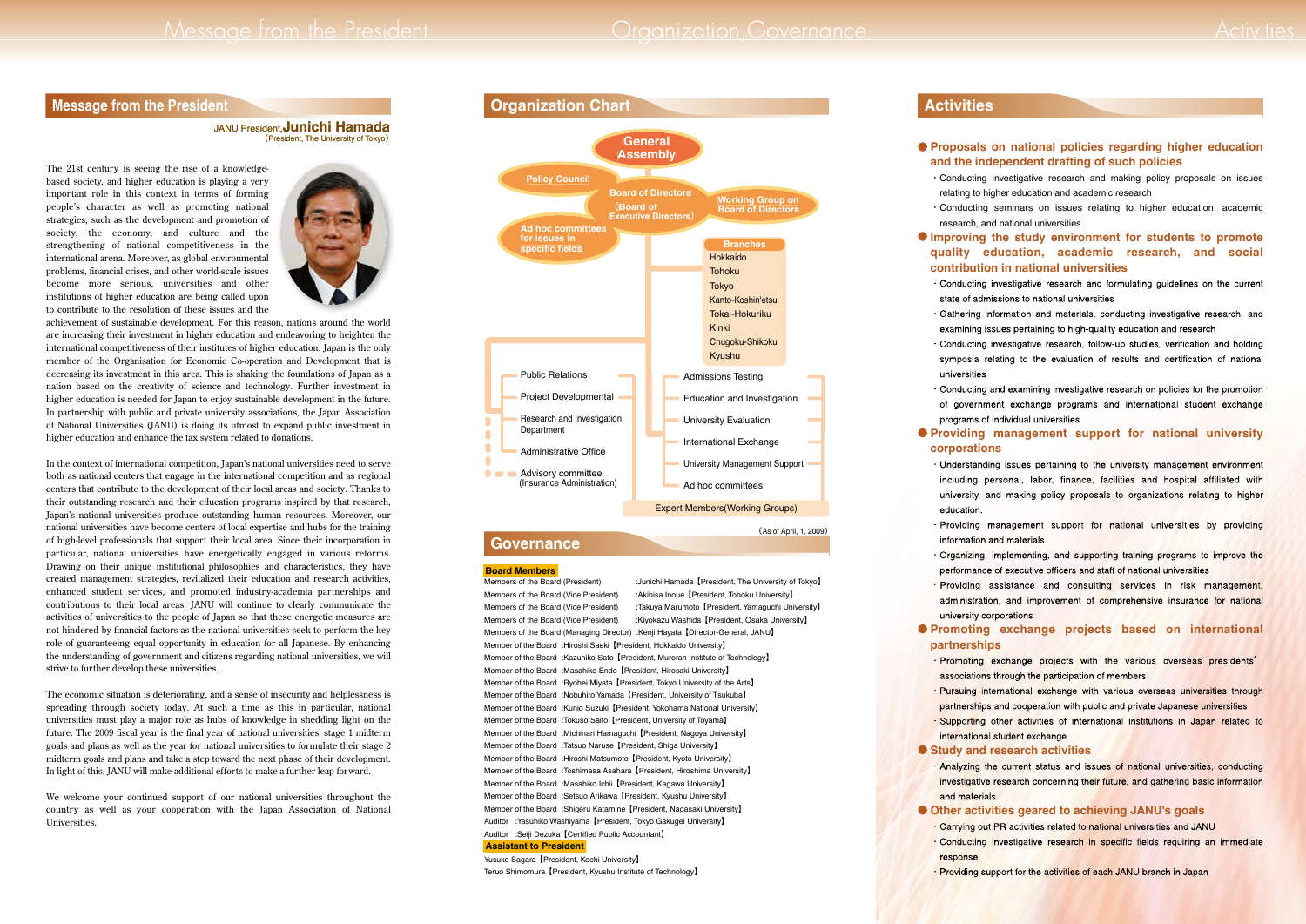## Message from the President

JANU President, **Junichi Hamada**
(President, The University of Tokyo)

The 21st century is seeing the rise of a knowledge-based society, and higher education is playing a very important role in this context in terms of forming people's character as well as promoting national strategies, such as the development and promotion of society, the economy, and culture and the strengthening of national competitiveness in the international arena. Moreover, as global environmental problems, financial crises, and other world-scale issues become more serious, universities and other institutions of higher education are being called upon to contribute to the resolution of these issues and the achievement of sustainable development. For this reason, nations around the world are increasing their investment in higher education and endeavoring to heighten the international competitiveness of their institutes of higher education. Japan is the only member of the Organisation for Economic Co-operation and Development that is decreasing its investment in this area. This is shaking the foundations of Japan as a nation based on the creativity of science and technology. Further investment in higher education is needed for Japan to enjoy sustainable development in the future. In partnership with public and private university associations, the Japan Association of National Universities (JANU) is doing its utmost to expand public investment in higher education and enhance the tax system related to donations.

In the context of international competition, Japan's national universities need to serve both as national centers that engage in the international competition and as regional centers that contribute to the development of their local areas and society. Thanks to their outstanding research and their education programs inspired by that research, Japan's national universities produce outstanding human resources. Moreover, our national universities have become centers of local expertise and hubs for the training of high-level professionals that support their local area. Since their incorporation in particular, national universities have energetically engaged in various reforms. Drawing on their unique institutional philosophies and characteristics, they have created management strategies, revitalized their education and research activities, enhanced student services, and promoted industry-academia partnerships and contributions to their local areas. JANU will continue to clearly communicate the activities of universities to the people of Japan so that these energetic measures are not hindered by financial factors as the national universities seek to perform the key role of guaranteeing equal opportunity in education for all Japanese. By enhancing the understanding of government and citizens regarding national universities, we will strive to further develop these universities.

The economic situation is deteriorating, and a sense of insecurity and helplessness is spreading through society today. At such a time as this in particular, national universities must play a major role as hubs of knowledge in shedding light on the future. The 2009 fiscal year is the final year of national universities' stage 1 midterm goals and plans as well as the year for national universities to formulate their stage 2 midterm goals and plans and take a step toward the next phase of their development. In light of this, JANU will make additional efforts to make a further leap forward.

We welcome your continued support of our national universities throughout the country as well as your cooperation with the Japan Association of National Universities.

## Organization Chart

General Assembly
Policy Council
Board of Directors (Board of Executive Directors)
Working Group on Board of Directors
Ad hoc committees for issues in specific fields

Branches
Hokkaido
Tohoku
Tokyo
Kanto-Koshin'etsu
Tokai-Hokuriku
Kinki
Chugoku-Shikoku
Kyushu

Public Relations
Project Developmental
Research and Investigation Department
Administrative Office
Advisory committee (Insurance Administration)

Admissions Testing
Education and Investigation
University Evaluation
International Exchange
University Management Support
Ad hoc committees
Expert Members(Working Groups)

(As of April, 1, 2009)

## Governance

**Board Members**

Members of the Board (President) :Junichi Hamada【President, The University of Tokyo】
Members of the Board (Vice President) :Akihisa Inoue【President, Tohoku University】
Members of the Board (Vice President) :Takuya Marumoto【President, Yamaguchi University】
Members of the Board (Vice President) :Kiyokazu Washida【President, Osaka University】
Members of the Board (Managing Director) :Kenji Hayata【Director-General, JANU】
Member of the Board :Hiroshi Saeki【President, Hokkaido University】
Member of the Board :Kazuhiko Sato【President, Muroran Institute of Technology】
Member of the Board :Masahiko Endo【President, Hirosaki University】
Member of the Board :Ryohei Miyata【President, Tokyo University of the Arts】
Member of the Board :Nobuhiro Yamada【President, University of Tsukuba】
Member of the Board :Kunio Suzuki【President, Yokohama National University】
Member of the Board :Tokuso Saito【President, University of Toyama】
Member of the Board :Michinari Hamaguchi【President, Nagoya University】
Member of the Board :Tatsuo Naruse【President, Shiga University】
Member of the Board :Hiroshi Matsumoto【President, Kyoto University】
Member of the Board :Toshimasa Asahara【President, Hiroshima University】
Member of the Board :Masahiko Ichii【President, Kagawa University】
Member of the Board :Setsuo Arikawa【President, Kyushu University】
Member of the Board :Shigeru Katamine【President, Nagasaki University】
Auditor :Yasuhiko Washiyama【President, Tokyo Gakugei University】
Auditor :Seiji Dezuka【Certified Public Accountant】

**Assistant to President**

Yusuke Sagara【President, Kochi University】
Teruo Shimomura【President, Kyushu Institute of Technology】

## Activities

**● Proposals on national policies regarding higher education and the independent drafting of such policies**

- Conducting investigative research and making policy proposals on issues relating to higher education and academic research
- Conducting seminars on issues relating to higher education, academic research, and national universities

**● Improving the study environment for students to promote quality education, academic research, and social contribution in national universities**

- Conducting investigative research and formulating guidelines on the current state of admissions to national universities
- Gathering information and materials, conducting investigative research, and examining issues pertaining to high-quality education and research
- Conducting investigative research, follow-up studies, verification and holding symposia relating to the evaluation of results and certification of national universities
- Conducting and examining investigative research on policies for the promotion of government exchange programs and international student exchange programs of individual universities

**● Providing management support for national university corporations**

- Understanding issues pertaining to the university management environment including personal, labor, finance, facilities and hospital affiliated with university, and making policy proposals to organizations relating to higher education.
- Providing management support for national universities by providing information and materials
- Organizing, implementing, and supporting training programs to improve the performance of executive officers and staff of national universities
- Providing assistance and consulting services in risk management, administration, and improvement of comprehensive insurance for national university corporations

**● Promoting exchange projects based on international partnerships**

- Promoting exchange projects with the various overseas presidents' associations through the participation of members
- Pursuing international exchange with various overseas universities through partnerships and cooperation with public and private Japanese universities
- Supporting other activities of international institutions in Japan related to international student exchange

**● Study and research activities**

- Analyzing the current status and issues of national universities, conducting investigative research concerning their future, and gathering basic information and materials

**● Other activities geared to achieving JANU's goals**

- Carrying out PR activities related to national universities and JANU
- Conducting investigative research in specific fields requiring an immediate response
- Providing support for the activities of each JANU branch in Japan